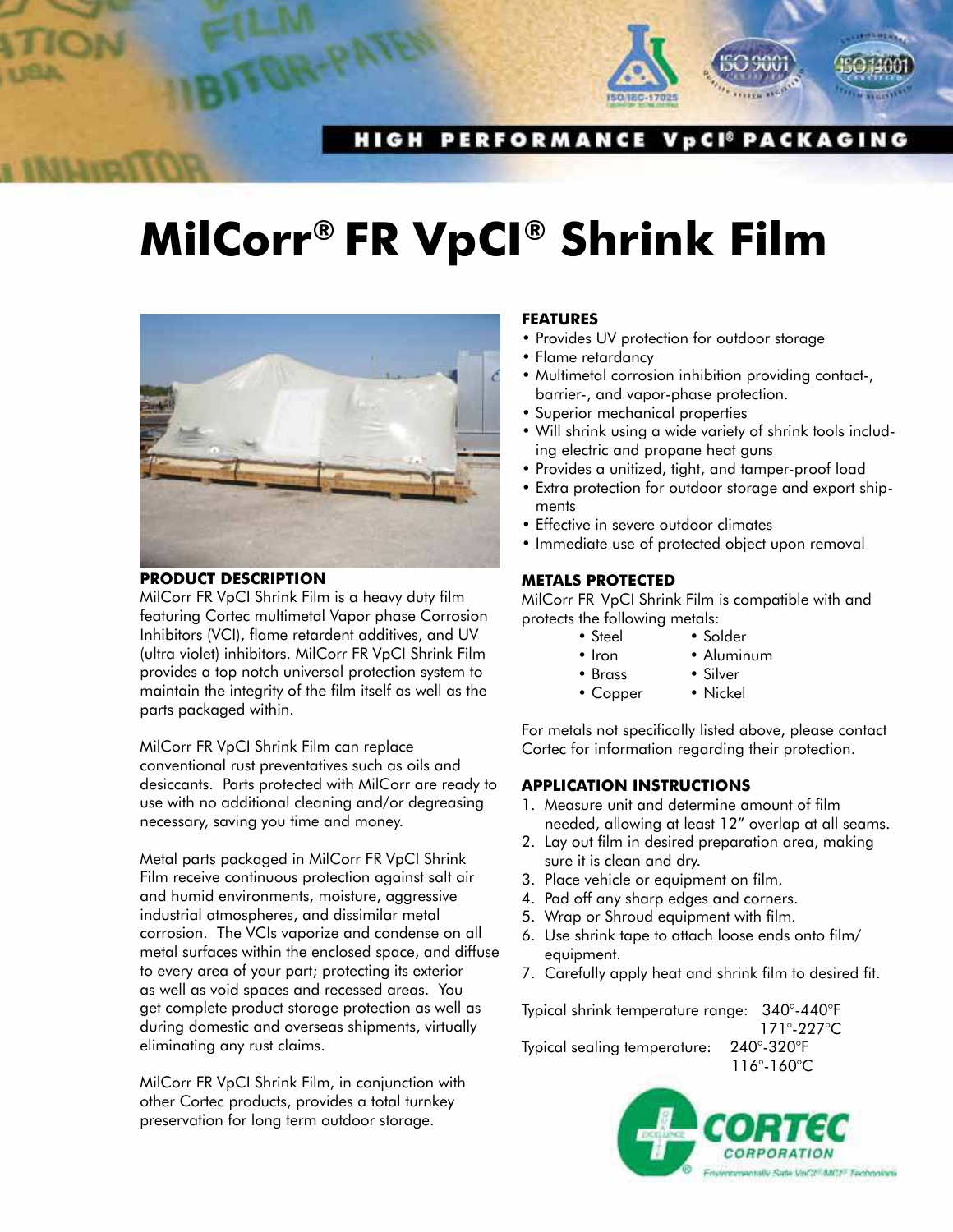HIGH PERFORMANCE VpCI® PACKAGING

# MilCorr® FR VpCI® Shrink Film

## PRODUCT DESCRIPTION

MilCorr FR VpCI Shrink Film is a heavy duty film featuring Cortec multimetal Vapor phase Corrosion Inhibitors (VCI), flame retardent additives, and UV (ultra violet) inhibitors. MilCorr FR VpCI Shrink Film provides a top notch universal protection system to maintain the integrity of the film itself as well as the parts packaged within.

MilCorr FR VpCI Shrink Film can replace conventional rust preventatives such as oils and desiccants. Parts protected with MilCorr are ready to use with no additional cleaning and/or degreasing necessary, saving you time and money.

Metal parts packaged in MilCorr FR VpCI Shrink Film receive continuous protection against salt air and humid environments, moisture, aggressive industrial atmospheres, and dissimilar metal corrosion. The VCIs vaporize and condense on all metal surfaces within the enclosed space, and diffuse to every area of your part; protecting its exterior as well as void spaces and recessed areas. You get complete product storage protection as well as during domestic and overseas shipments, virtually eliminating any rust claims.

MilCorr FR VpCI Shrink Film, in conjunction with other Cortec products, provides a total turnkey preservation for long term outdoor storage.

## FEATURES

- Provides UV protection for outdoor storage
- Flame retardancy
- Multimetal corrosion inhibition providing contact-, barrier-, and vapor-phase protection.
- Superior mechanical properties
- Will shrink using a wide variety of shrink tools including electric and propane heat guns
- Provides a unitized, tight, and tamper-proof load
- Extra protection for outdoor storage and export shipments
- Effective in severe outdoor climates
- Immediate use of protected object upon removal

## METALS PROTECTED

MilCorr FR VpCI Shrink Film is compatible with and protects the following metals:

- Steel
- Iron
- Brass
- Copper
- Solder
- Aluminum
- Silver
- Nickel

For metals not specifically listed above, please contact Cortec for information regarding their protection.

## APPLICATION INSTRUCTIONS

1. Measure unit and determine amount of film needed, allowing at least 12" overlap at all seams.
2. Lay out film in desired preparation area, making sure it is clean and dry.
3. Place vehicle or equipment on film.
4. Pad off any sharp edges and corners.
5. Wrap or Shroud equipment with film.
6. Use shrink tape to attach loose ends onto film/equipment.
7. Carefully apply heat and shrink film to desired fit.

Typical shrink temperature range: 340°-440°F
171°-227°C

Typical sealing temperature: 240°-320°F
116°-160°C

CORTEC CORPORATION
Environmentally Safe VpCI®/MCI® Technologies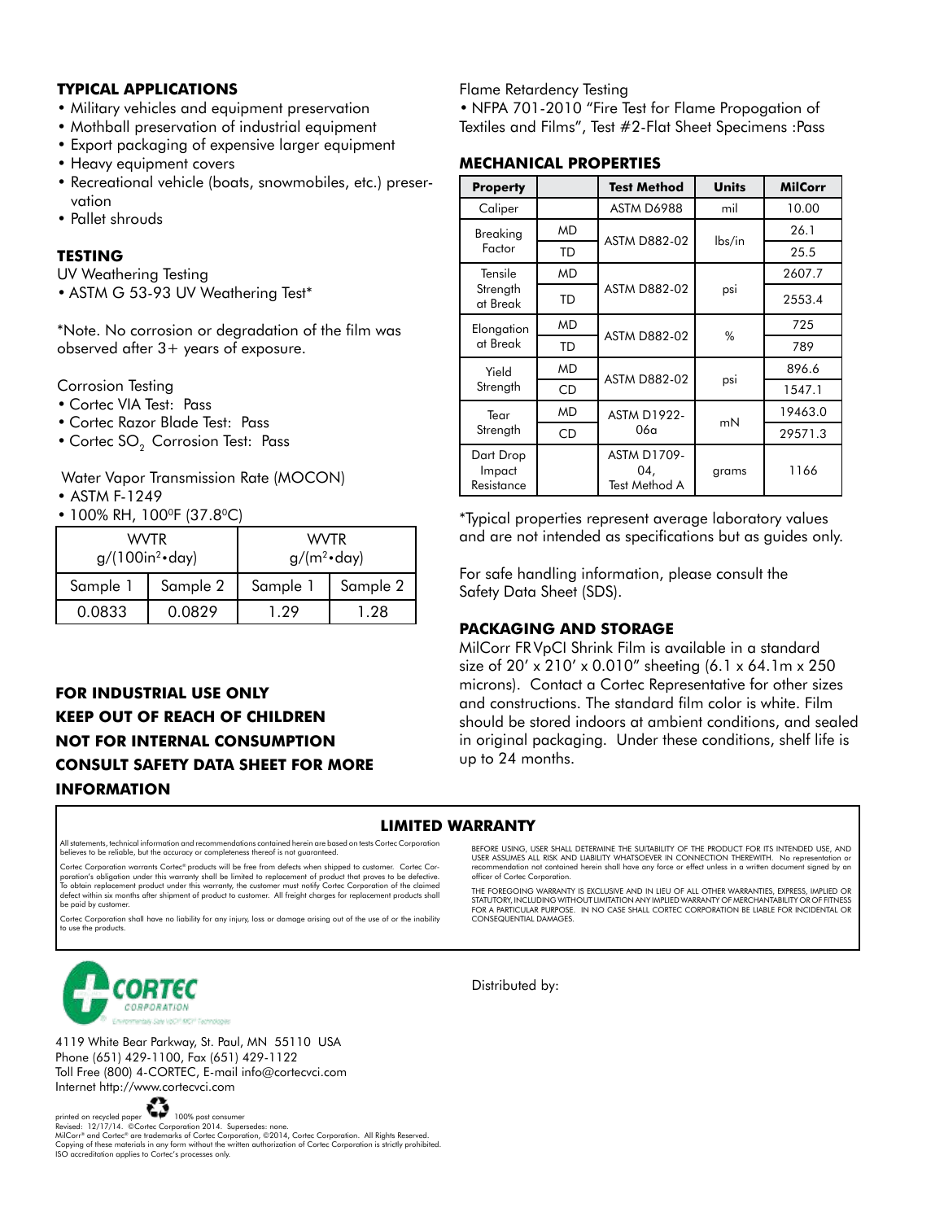## TYPICAL APPLICATIONS

- Military vehicles and equipment preservation
- Mothball preservation of industrial equipment
- Export packaging of expensive larger equipment
- Heavy equipment covers
- Recreational vehicle (boats, snowmobiles, etc.) preservation
- Pallet shrouds

## TESTING

UV Weathering Testing

- ASTM G 53-93 UV Weathering Test*

*Note. No corrosion or degradation of the film was observed after 3+ years of exposure.

Corrosion Testing

- Cortec VIA Test: Pass
- Cortec Razor Blade Test: Pass
- Cortec $SO_2$ Corrosion Test: Pass

Water Vapor Transmission Rate (MOCON)

- ASTM F-1249
- 100% RH, 100°F (37.8°C)

| WVTR g/(100in²•day) | | WVTR g/(m²•day) | |
|---|---|---|---|
| Sample 1 | Sample 2 | Sample 1 | Sample 2 |
| 0.0833 | 0.0829 | 1.29 | 1.28 |

**FOR INDUSTRIAL USE ONLY**
**KEEP OUT OF REACH OF CHILDREN**
**NOT FOR INTERNAL CONSUMPTION**
**CONSULT SAFETY DATA SHEET FOR MORE INFORMATION**

Flame Retardency Testing

- NFPA 701-2010 "Fire Test for Flame Propogation of Textiles and Films", Test #2-Flat Sheet Specimens :Pass

## MECHANICAL PROPERTIES

| Property | | Test Method | Units | MilCorr |
|---|---|---|---|---|
| Caliper | | ASTM D6988 | mil | 10.00 |
| Breaking Factor | MD | ASTM D882-02 | lbs/in | 26.1 |
| | TD | | | 25.5 |
| Tensile Strength at Break | MD | ASTM D882-02 | psi | 2607.7 |
| | TD | | | 2553.4 |
| Elongation at Break | MD | ASTM D882-02 | % | 725 |
| | TD | | | 789 |
| Yield Strength | MD | ASTM D882-02 | psi | 896.6 |
| | CD | | | 1547.1 |
| Tear Strength | MD | ASTM D1922-06a | mN | 19463.0 |
| | CD | | | 29571.3 |
| Dart Drop Impact Resistance | | ASTM D1709-04, Test Method A | grams | 1166 |

*Typical properties represent average laboratory values and are not intended as specifications but as guides only.

For safe handling information, please consult the Safety Data Sheet (SDS).

## PACKAGING AND STORAGE

MilCorr FR VpCI Shrink Film is available in a standard size of 20' x 210' x 0.010" sheeting (6.1 x 64.1m x 250 microns). Contact a Cortec Representative for other sizes and constructions. The standard film color is white. Film should be stored indoors at ambient conditions, and sealed in original packaging. Under these conditions, shelf life is up to 24 months.

## LIMITED WARRANTY

All statements, technical information and recommendations contained herein are based on tests Cortec Corporation believes to be reliable, but the accuracy or completeness thereof is not guaranteed.

Cortec Corporation warrants Cortec® products will be free from defects when shipped to customer. Cortec Corporation's obligation under this warranty shall be limited to replacement of product that proves to be defective. To obtain replacement product under this warranty, the customer must notify Cortec Corporation of the claimed defect within six months after shipment of product to customer. All freight charges for replacement products shall be paid by customer.

Cortec Corporation shall have no liability for any injury, loss or damage arising out of the use of or the inability to use the products.

BEFORE USING, USER SHALL DETERMINE THE SUITABILITY OF THE PRODUCT FOR ITS INTENDED USE, AND USER ASSUMES ALL RISK AND LIABILITY WHATSOEVER IN CONNECTION THEREWITH. No representation or recommendation not contained herein shall have any force or effect unless in a written document signed by an officer of Cortec Corporation.

THE FOREGOING WARRANTY IS EXCLUSIVE AND IN LIEU OF ALL OTHER WARRANTIES, EXPRESS, IMPLIED OR STATUTORY, INCLUDING WITHOUT LIMITATION ANY IMPLIED WARRANTY OF MERCHANTABILITY OR OF FITNESS FOR A PARTICULAR PURPOSE. IN NO CASE SHALL CORTEC CORPORATION BE LIABLE FOR INCIDENTAL OR CONSEQUENTIAL DAMAGES.

CORTEC CORPORATION
Environmentally Safe VpCI®/MCI® Technologies

4119 White Bear Parkway, St. Paul, MN 55110 USA
Phone (651) 429-1100, Fax (651) 429-1122
Toll Free (800) 4-CORTEC, E-mail info@cortecvci.com
Internet http://www.cortecvci.com

Distributed by:

printed on recycled paper 100% post consumer
Revised: 12/17/14. ©Cortec Corporation 2014. Supersedes: none.
MilCorr® and Cortec® are trademarks of Cortec Corporation, ©2014, Cortec Corporation. All Rights Reserved.
Copying of these materials in any form without the written authorization of Cortec Corporation is strictly prohibited.
ISO accreditation applies to Cortec's processes only.